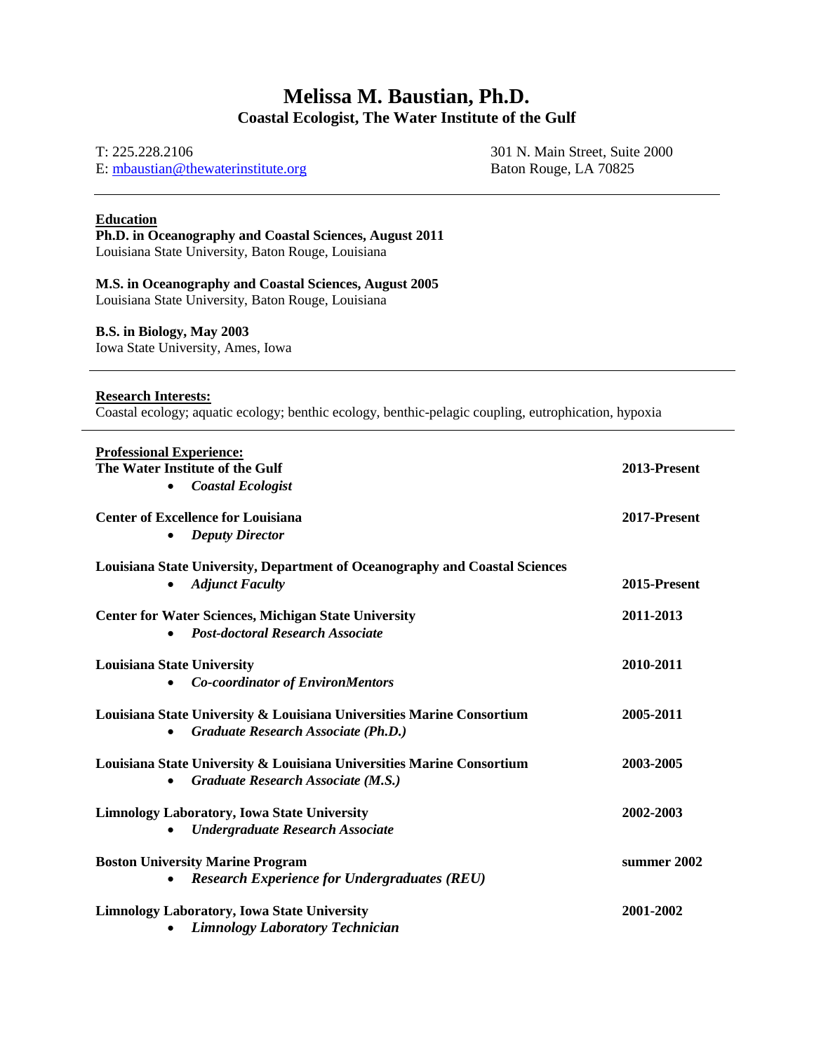# Melissa M. Baustian, Ph.D.

## Coastal Ecologist, The Water Institute of the Gulf

T: 225.228.2106
E: mbaustian@thewaterinstitute.org

301 N. Main Street, Suite 2000
Baton Rouge, LA 70825

---

### Education

**Ph.D. in Oceanography and Coastal Sciences, August 2011**
Louisiana State University, Baton Rouge, Louisiana

**M.S. in Oceanography and Coastal Sciences, August 2005**
Louisiana State University, Baton Rouge, Louisiana

**B.S. in Biology, May 2003**
Iowa State University, Ames, Iowa

---

### Research Interests:

Coastal ecology; aquatic ecology; benthic ecology, benthic-pelagic coupling, eutrophication, hypoxia

---

### Professional Experience:

**The Water Institute of the Gulf** — **2013-Present**
- ***Coastal Ecologist***

**Center of Excellence for Louisiana** — **2017-Present**
- ***Deputy Director***

**Louisiana State University, Department of Oceanography and Coastal Sciences** — **2015-Present**
- ***Adjunct Faculty***

**Center for Water Sciences, Michigan State University** — **2011-2013**
- ***Post-doctoral Research Associate***

**Louisiana State University** — **2010-2011**
- ***Co-coordinator of EnvironMentors***

**Louisiana State University & Louisiana Universities Marine Consortium** — **2005-2011**
- ***Graduate Research Associate (Ph.D.)***

**Louisiana State University & Louisiana Universities Marine Consortium** — **2003-2005**
- ***Graduate Research Associate (M.S.)***

**Limnology Laboratory, Iowa State University** — **2002-2003**
- ***Undergraduate Research Associate***

**Boston University Marine Program** — **summer 2002**
- ***Research Experience for Undergraduates (REU)***

**Limnology Laboratory, Iowa State University** — **2001-2002**
- ***Limnology Laboratory Technician***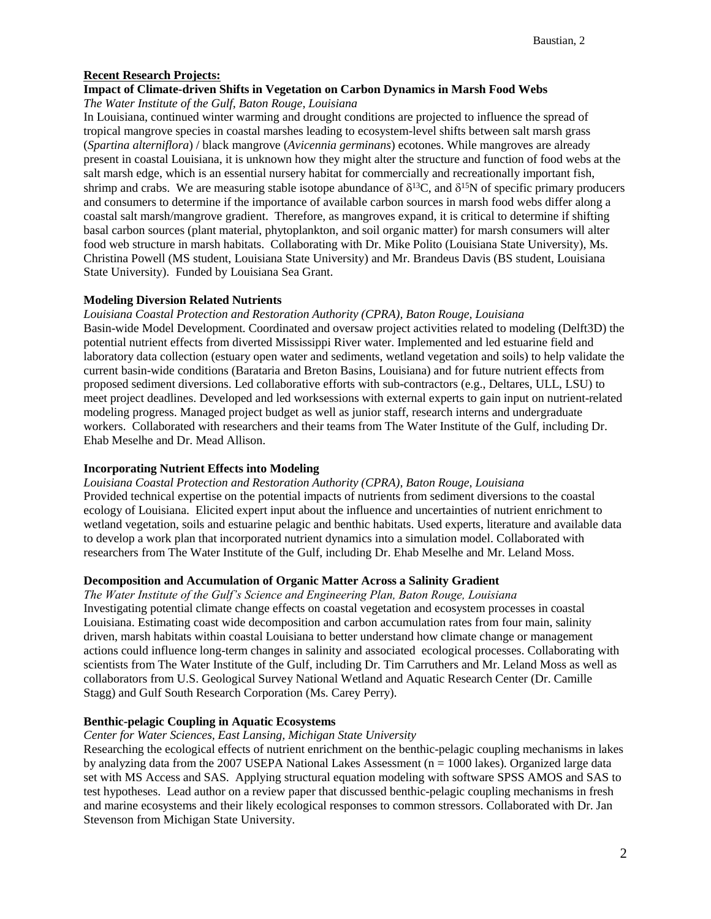**Recent Research Projects:**

**Impact of Climate-driven Shifts in Vegetation on Carbon Dynamics in Marsh Food Webs**

*The Water Institute of the Gulf, Baton Rouge, Louisiana*

In Louisiana, continued winter warming and drought conditions are projected to influence the spread of tropical mangrove species in coastal marshes leading to ecosystem-level shifts between salt marsh grass (*Spartina alterniflora*) / black mangrove (*Avicennia germinans*) ecotones. While mangroves are already present in coastal Louisiana, it is unknown how they might alter the structure and function of food webs at the salt marsh edge, which is an essential nursery habitat for commercially and recreationally important fish, shrimp and crabs. We are measuring stable isotope abundance of $\delta^{13}C$, and $\delta^{15}N$ of specific primary producers and consumers to determine if the importance of available carbon sources in marsh food webs differ along a coastal salt marsh/mangrove gradient. Therefore, as mangroves expand, it is critical to determine if shifting basal carbon sources (plant material, phytoplankton, and soil organic matter) for marsh consumers will alter food web structure in marsh habitats. Collaborating with Dr. Mike Polito (Louisiana State University), Ms. Christina Powell (MS student, Louisiana State University) and Mr. Brandeus Davis (BS student, Louisiana State University). Funded by Louisiana Sea Grant.

**Modeling Diversion Related Nutrients**

*Louisiana Coastal Protection and Restoration Authority (CPRA), Baton Rouge, Louisiana*

Basin-wide Model Development. Coordinated and oversaw project activities related to modeling (Delft3D) the potential nutrient effects from diverted Mississippi River water. Implemented and led estuarine field and laboratory data collection (estuary open water and sediments, wetland vegetation and soils) to help validate the current basin-wide conditions (Barataria and Breton Basins, Louisiana) and for future nutrient effects from proposed sediment diversions. Led collaborative efforts with sub-contractors (e.g., Deltares, ULL, LSU) to meet project deadlines. Developed and led worksessions with external experts to gain input on nutrient-related modeling progress. Managed project budget as well as junior staff, research interns and undergraduate workers. Collaborated with researchers and their teams from The Water Institute of the Gulf, including Dr. Ehab Meselhe and Dr. Mead Allison.

**Incorporating Nutrient Effects into Modeling**

*Louisiana Coastal Protection and Restoration Authority (CPRA), Baton Rouge, Louisiana*

Provided technical expertise on the potential impacts of nutrients from sediment diversions to the coastal ecology of Louisiana. Elicited expert input about the influence and uncertainties of nutrient enrichment to wetland vegetation, soils and estuarine pelagic and benthic habitats. Used experts, literature and available data to develop a work plan that incorporated nutrient dynamics into a simulation model. Collaborated with researchers from The Water Institute of the Gulf, including Dr. Ehab Meselhe and Mr. Leland Moss.

**Decomposition and Accumulation of Organic Matter Across a Salinity Gradient**

*The Water Institute of the Gulf's Science and Engineering Plan, Baton Rouge, Louisiana*

Investigating potential climate change effects on coastal vegetation and ecosystem processes in coastal Louisiana. Estimating coast wide decomposition and carbon accumulation rates from four main, salinity driven, marsh habitats within coastal Louisiana to better understand how climate change or management actions could influence long-term changes in salinity and associated ecological processes. Collaborating with scientists from The Water Institute of the Gulf, including Dr. Tim Carruthers and Mr. Leland Moss as well as collaborators from U.S. Geological Survey National Wetland and Aquatic Research Center (Dr. Camille Stagg) and Gulf South Research Corporation (Ms. Carey Perry).

**Benthic-pelagic Coupling in Aquatic Ecosystems**

*Center for Water Sciences, East Lansing, Michigan State University*

Researching the ecological effects of nutrient enrichment on the benthic-pelagic coupling mechanisms in lakes by analyzing data from the 2007 USEPA National Lakes Assessment ($n = 1000$ lakes). Organized large data set with MS Access and SAS. Applying structural equation modeling with software SPSS AMOS and SAS to test hypotheses. Lead author on a review paper that discussed benthic-pelagic coupling mechanisms in fresh and marine ecosystems and their likely ecological responses to common stressors. Collaborated with Dr. Jan Stevenson from Michigan State University.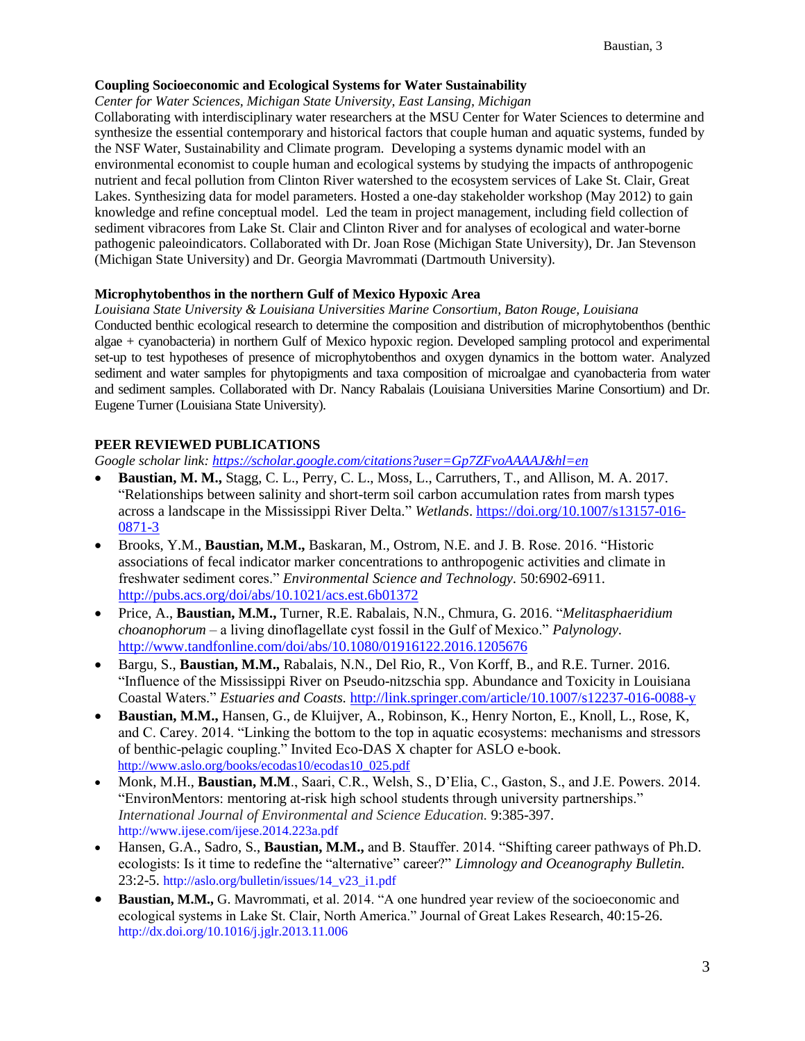**Coupling Socioeconomic and Ecological Systems for Water Sustainability**

*Center for Water Sciences, Michigan State University, East Lansing, Michigan*

Collaborating with interdisciplinary water researchers at the MSU Center for Water Sciences to determine and synthesize the essential contemporary and historical factors that couple human and aquatic systems, funded by the NSF Water, Sustainability and Climate program. Developing a systems dynamic model with an environmental economist to couple human and ecological systems by studying the impacts of anthropogenic nutrient and fecal pollution from Clinton River watershed to the ecosystem services of Lake St. Clair, Great Lakes. Synthesizing data for model parameters. Hosted a one-day stakeholder workshop (May 2012) to gain knowledge and refine conceptual model. Led the team in project management, including field collection of sediment vibracores from Lake St. Clair and Clinton River and for analyses of ecological and water-borne pathogenic paleoindicators. Collaborated with Dr. Joan Rose (Michigan State University), Dr. Jan Stevenson (Michigan State University) and Dr. Georgia Mavrommati (Dartmouth University).

**Microphytobenthos in the northern Gulf of Mexico Hypoxic Area**

*Louisiana State University & Louisiana Universities Marine Consortium, Baton Rouge, Louisiana*

Conducted benthic ecological research to determine the composition and distribution of microphytobenthos (benthic algae + cyanobacteria) in northern Gulf of Mexico hypoxic region. Developed sampling protocol and experimental set-up to test hypotheses of presence of microphytobenthos and oxygen dynamics in the bottom water. Analyzed sediment and water samples for phytopigments and taxa composition of microalgae and cyanobacteria from water and sediment samples. Collaborated with Dr. Nancy Rabalais (Louisiana Universities Marine Consortium) and Dr. Eugene Turner (Louisiana State University).

## PEER REVIEWED PUBLICATIONS

*Google scholar link: https://scholar.google.com/citations?user=Gp7ZFvoAAAAJ&hl=en*

- **Baustian, M. M.,** Stagg, C. L., Perry, C. L., Moss, L., Carruthers, T., and Allison, M. A. 2017. "Relationships between salinity and short-term soil carbon accumulation rates from marsh types across a landscape in the Mississippi River Delta." *Wetlands*. https://doi.org/10.1007/s13157-016-0871-3
- Brooks, Y.M., **Baustian, M.M.,** Baskaran, M., Ostrom, N.E. and J. B. Rose. 2016. "Historic associations of fecal indicator marker concentrations to anthropogenic activities and climate in freshwater sediment cores." *Environmental Science and Technology*. 50:6902-6911. http://pubs.acs.org/doi/abs/10.1021/acs.est.6b01372
- Price, A., **Baustian, M.M.,** Turner, R.E. Rabalais, N.N., Chmura, G. 2016. "*Melitasphaeridium choanophorum* – a living dinoflagellate cyst fossil in the Gulf of Mexico." *Palynology*. http://www.tandfonline.com/doi/abs/10.1080/01916122.2016.1205676
- Bargu, S., **Baustian, M.M.,** Rabalais, N.N., Del Rio, R., Von Korff, B., and R.E. Turner. 2016. "Influence of the Mississippi River on Pseudo-nitzschia spp. Abundance and Toxicity in Louisiana Coastal Waters." *Estuaries and Coasts.* http://link.springer.com/article/10.1007/s12237-016-0088-y
- **Baustian, M.M.,** Hansen, G., de Kluijver, A., Robinson, K., Henry Norton, E., Knoll, L., Rose, K, and C. Carey. 2014. "Linking the bottom to the top in aquatic ecosystems: mechanisms and stressors of benthic-pelagic coupling." Invited Eco-DAS X chapter for ASLO e-book. http://www.aslo.org/books/ecodas10/ecodas10_025.pdf
- Monk, M.H., **Baustian, M.M**., Saari, C.R., Welsh, S., D'Elia, C., Gaston, S., and J.E. Powers. 2014. "EnvironMentors: mentoring at-risk high school students through university partnerships." *International Journal of Environmental and Science Education.* 9:385-397. http://www.ijese.com/ijese.2014.223a.pdf
- Hansen, G.A., Sadro, S., **Baustian, M.M.,** and B. Stauffer. 2014. "Shifting career pathways of Ph.D. ecologists: Is it time to redefine the "alternative" career?" *Limnology and Oceanography Bulletin.* 23:2-5. http://aslo.org/bulletin/issues/14_v23_i1.pdf
- **Baustian, M.M.,** G. Mavrommati, et al. 2014. "A one hundred year review of the socioeconomic and ecological systems in Lake St. Clair, North America." Journal of Great Lakes Research, 40:15-26. http://dx.doi.org/10.1016/j.jglr.2013.11.006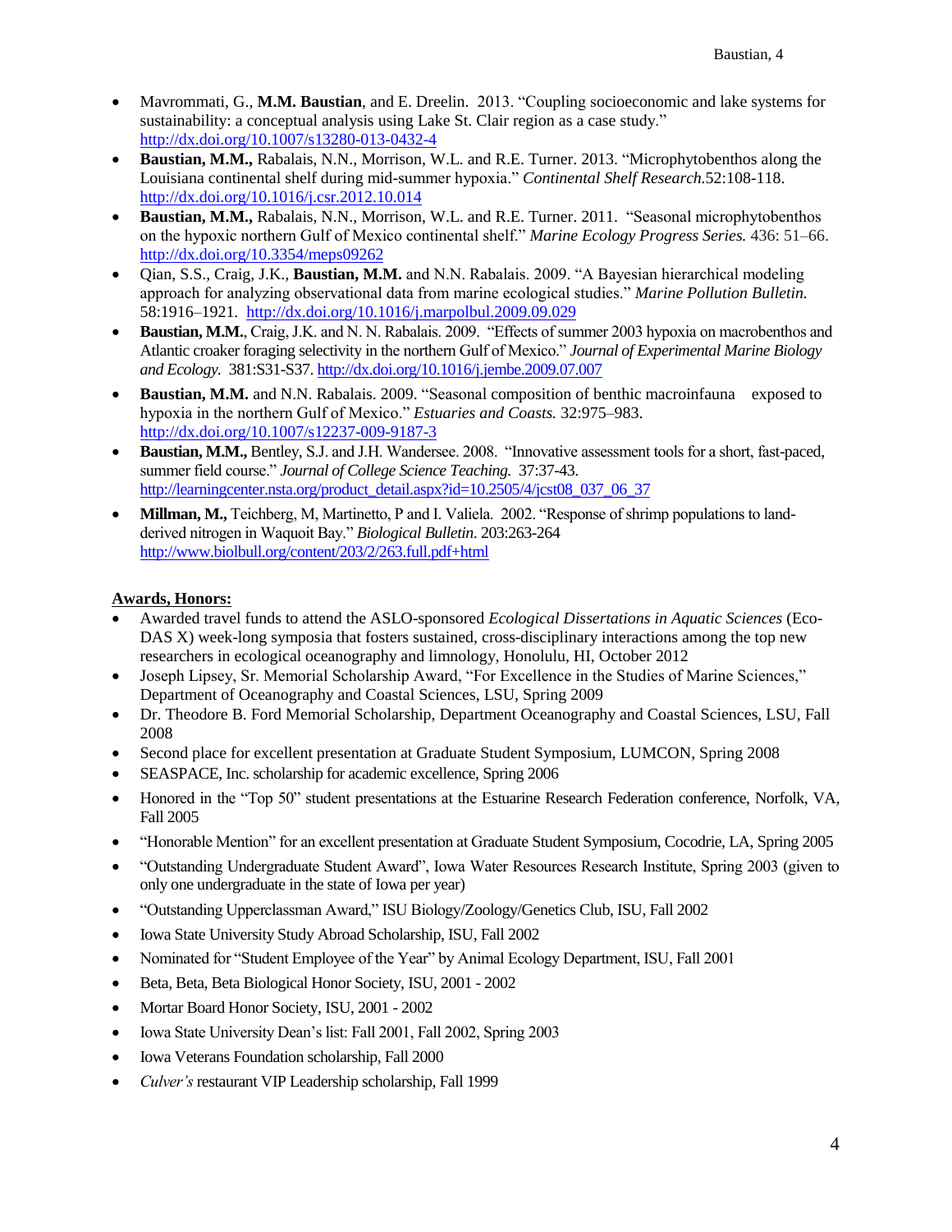- Mavrommati, G., **M.M. Baustian**, and E. Dreelin. 2013. "Coupling socioeconomic and lake systems for sustainability: a conceptual analysis using Lake St. Clair region as a case study." http://dx.doi.org/10.1007/s13280-013-0432-4
- **Baustian, M.M.,** Rabalais, N.N., Morrison, W.L. and R.E. Turner. 2013. "Microphytobenthos along the Louisiana continental shelf during mid-summer hypoxia." *Continental Shelf Research.*52:108-118. http://dx.doi.org/10.1016/j.csr.2012.10.014
- **Baustian, M.M.,** Rabalais, N.N., Morrison, W.L. and R.E. Turner. 2011. "Seasonal microphytobenthos on the hypoxic northern Gulf of Mexico continental shelf." *Marine Ecology Progress Series.* 436: 51–66. http://dx.doi.org/10.3354/meps09262
- Qian, S.S., Craig, J.K., **Baustian, M.M.** and N.N. Rabalais. 2009. "A Bayesian hierarchical modeling approach for analyzing observational data from marine ecological studies." *Marine Pollution Bulletin.* 58:1916–1921. http://dx.doi.org/10.1016/j.marpolbul.2009.09.029
- **Baustian, M.M.**, Craig, J.K. and N. N. Rabalais. 2009. "Effects of summer 2003 hypoxia on macrobenthos and Atlantic croaker foraging selectivity in the northern Gulf of Mexico." *Journal of Experimental Marine Biology and Ecology.* 381:S31-S37. http://dx.doi.org/10.1016/j.jembe.2009.07.007
- **Baustian, M.M.** and N.N. Rabalais. 2009. "Seasonal composition of benthic macroinfauna exposed to hypoxia in the northern Gulf of Mexico." *Estuaries and Coasts.* 32:975–983. http://dx.doi.org/10.1007/s12237-009-9187-3
- **Baustian, M.M.,** Bentley, S.J. and J.H. Wandersee. 2008. "Innovative assessment tools for a short, fast-paced, summer field course." *Journal of College Science Teaching.* 37:37-43. http://learningcenter.nsta.org/product_detail.aspx?id=10.2505/4/jcst08_037_06_37
- **Millman, M.,** Teichberg, M, Martinetto, P and I. Valiela. 2002. "Response of shrimp populations to land-derived nitrogen in Waquoit Bay." *Biological Bulletin.* 203:263-264 http://www.biolbull.org/content/203/2/263.full.pdf+html

**Awards, Honors:**

- Awarded travel funds to attend the ASLO-sponsored *Ecological Dissertations in Aquatic Sciences* (Eco-DAS X) week-long symposia that fosters sustained, cross-disciplinary interactions among the top new researchers in ecological oceanography and limnology, Honolulu, HI, October 2012
- Joseph Lipsey, Sr. Memorial Scholarship Award, "For Excellence in the Studies of Marine Sciences," Department of Oceanography and Coastal Sciences, LSU, Spring 2009
- Dr. Theodore B. Ford Memorial Scholarship, Department Oceanography and Coastal Sciences, LSU, Fall 2008
- Second place for excellent presentation at Graduate Student Symposium, LUMCON, Spring 2008
- SEASPACE, Inc. scholarship for academic excellence, Spring 2006
- Honored in the "Top 50" student presentations at the Estuarine Research Federation conference, Norfolk, VA, Fall 2005
- "Honorable Mention" for an excellent presentation at Graduate Student Symposium, Cocodrie, LA, Spring 2005
- "Outstanding Undergraduate Student Award", Iowa Water Resources Research Institute, Spring 2003 (given to only one undergraduate in the state of Iowa per year)
- "Outstanding Upperclassman Award," ISU Biology/Zoology/Genetics Club, ISU, Fall 2002
- Iowa State University Study Abroad Scholarship, ISU, Fall 2002
- Nominated for "Student Employee of the Year" by Animal Ecology Department, ISU, Fall 2001
- Beta, Beta, Beta Biological Honor Society, ISU, 2001 - 2002
- Mortar Board Honor Society, ISU, 2001 - 2002
- Iowa State University Dean's list: Fall 2001, Fall 2002, Spring 2003
- Iowa Veterans Foundation scholarship, Fall 2000
- *Culver's* restaurant VIP Leadership scholarship, Fall 1999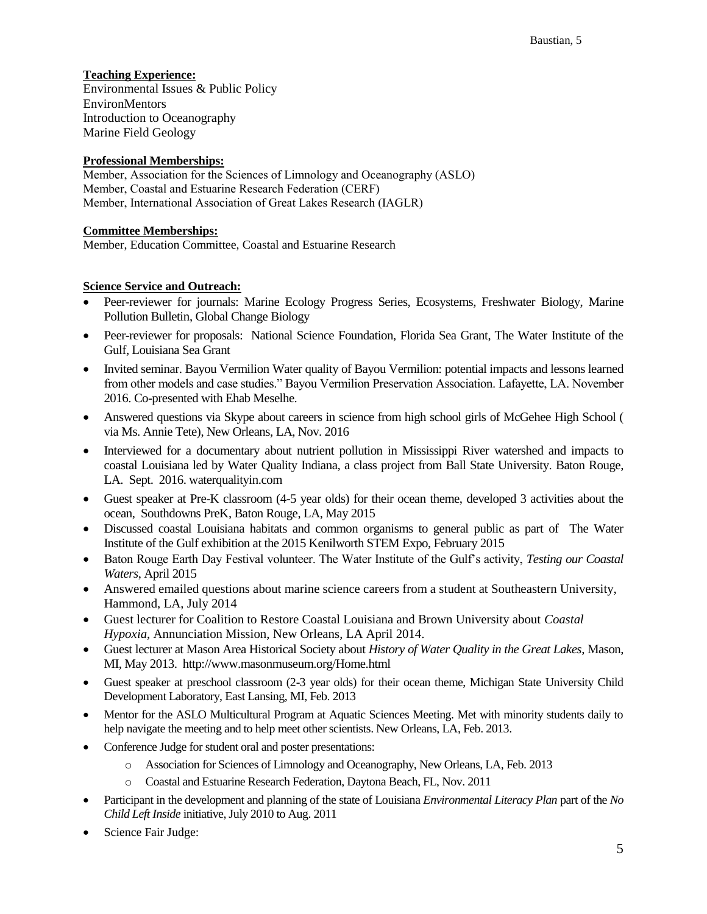**Teaching Experience:**

Environmental Issues & Public Policy
EnvironMentors
Introduction to Oceanography
Marine Field Geology

**Professional Memberships:**

Member, Association for the Sciences of Limnology and Oceanography (ASLO)
Member, Coastal and Estuarine Research Federation (CERF)
Member, International Association of Great Lakes Research (IAGLR)

**Committee Memberships:**

Member, Education Committee, Coastal and Estuarine Research

**Science Service and Outreach:**

- Peer-reviewer for journals: Marine Ecology Progress Series, Ecosystems, Freshwater Biology, Marine Pollution Bulletin, Global Change Biology
- Peer-reviewer for proposals: National Science Foundation, Florida Sea Grant, The Water Institute of the Gulf, Louisiana Sea Grant
- Invited seminar. Bayou Vermilion Water quality of Bayou Vermilion: potential impacts and lessons learned from other models and case studies." Bayou Vermilion Preservation Association. Lafayette, LA. November 2016. Co-presented with Ehab Meselhe.
- Answered questions via Skype about careers in science from high school girls of McGehee High School ( via Ms. Annie Tete), New Orleans, LA, Nov. 2016
- Interviewed for a documentary about nutrient pollution in Mississippi River watershed and impacts to coastal Louisiana led by Water Quality Indiana, a class project from Ball State University. Baton Rouge, LA. Sept. 2016. waterqualityin.com
- Guest speaker at Pre-K classroom (4-5 year olds) for their ocean theme, developed 3 activities about the ocean, Southdowns PreK, Baton Rouge, LA, May 2015
- Discussed coastal Louisiana habitats and common organisms to general public as part of The Water Institute of the Gulf exhibition at the 2015 Kenilworth STEM Expo, February 2015
- Baton Rouge Earth Day Festival volunteer. The Water Institute of the Gulf's activity, *Testing our Coastal Waters*, April 2015
- Answered emailed questions about marine science careers from a student at Southeastern University, Hammond, LA, July 2014
- Guest lecturer for Coalition to Restore Coastal Louisiana and Brown University about *Coastal Hypoxia*, Annunciation Mission, New Orleans, LA April 2014.
- Guest lecturer at Mason Area Historical Society about *History of Water Quality in the Great Lakes*, Mason, MI, May 2013. http://www.masonmuseum.org/Home.html
- Guest speaker at preschool classroom (2-3 year olds) for their ocean theme, Michigan State University Child Development Laboratory, East Lansing, MI, Feb. 2013
- Mentor for the ASLO Multicultural Program at Aquatic Sciences Meeting. Met with minority students daily to help navigate the meeting and to help meet other scientists. New Orleans, LA, Feb. 2013.
- Conference Judge for student oral and poster presentations:
  - Association for Sciences of Limnology and Oceanography, New Orleans, LA, Feb. 2013
  - Coastal and Estuarine Research Federation, Daytona Beach, FL, Nov. 2011
- Participant in the development and planning of the state of Louisiana *Environmental Literacy Plan* part of the *No Child Left Inside* initiative, July 2010 to Aug. 2011
- Science Fair Judge: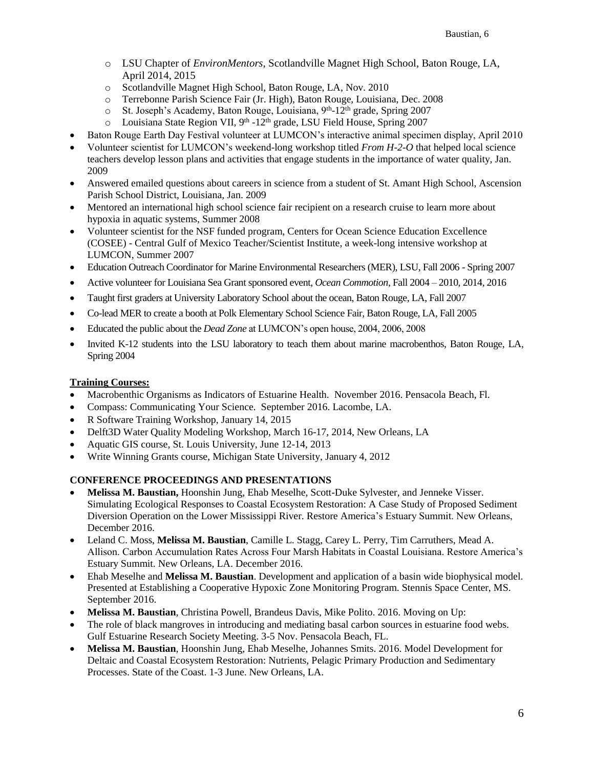- LSU Chapter of *EnvironMentors*, Scotlandville Magnet High School, Baton Rouge, LA, April 2014, 2015
  - Scotlandville Magnet High School, Baton Rouge, LA, Nov. 2010
  - Terrebonne Parish Science Fair (Jr. High), Baton Rouge, Louisiana, Dec. 2008
  - St. Joseph's Academy, Baton Rouge, Louisiana, 9th-12th grade, Spring 2007
  - Louisiana State Region VII, 9th -12th grade, LSU Field House, Spring 2007
- Baton Rouge Earth Day Festival volunteer at LUMCON's interactive animal specimen display, April 2010
- Volunteer scientist for LUMCON's weekend-long workshop titled *From H-2-O* that helped local science teachers develop lesson plans and activities that engage students in the importance of water quality, Jan. 2009
- Answered emailed questions about careers in science from a student of St. Amant High School, Ascension Parish School District, Louisiana, Jan. 2009
- Mentored an international high school science fair recipient on a research cruise to learn more about hypoxia in aquatic systems, Summer 2008
- Volunteer scientist for the NSF funded program, Centers for Ocean Science Education Excellence (COSEE) - Central Gulf of Mexico Teacher/Scientist Institute, a week-long intensive workshop at LUMCON, Summer 2007
- Education Outreach Coordinator for Marine Environmental Researchers (MER), LSU, Fall 2006 - Spring 2007
- Active volunteer for Louisiana Sea Grant sponsored event, *Ocean Commotion*, Fall 2004 – 2010, 2014, 2016
- Taught first graders at University Laboratory School about the ocean, Baton Rouge, LA, Fall 2007
- Co-lead MER to create a booth at Polk Elementary School Science Fair, Baton Rouge, LA, Fall 2005
- Educated the public about the *Dead Zone* at LUMCON's open house, 2004, 2006, 2008
- Invited K-12 students into the LSU laboratory to teach them about marine macrobenthos, Baton Rouge, LA, Spring 2004

**Training Courses:**

- Macrobenthic Organisms as Indicators of Estuarine Health. November 2016. Pensacola Beach, Fl.
- Compass: Communicating Your Science. September 2016. Lacombe, LA.
- R Software Training Workshop, January 14, 2015
- Delft3D Water Quality Modeling Workshop, March 16-17, 2014, New Orleans, LA
- Aquatic GIS course, St. Louis University, June 12-14, 2013
- Write Winning Grants course, Michigan State University, January 4, 2012

## CONFERENCE PROCEEDINGS AND PRESENTATIONS

- **Melissa M. Baustian,** Hoonshin Jung, Ehab Meselhe, Scott-Duke Sylvester, and Jenneke Visser. Simulating Ecological Responses to Coastal Ecosystem Restoration: A Case Study of Proposed Sediment Diversion Operation on the Lower Mississippi River. Restore America's Estuary Summit. New Orleans, December 2016.
- Leland C. Moss, **Melissa M. Baustian**, Camille L. Stagg, Carey L. Perry, Tim Carruthers, Mead A. Allison. Carbon Accumulation Rates Across Four Marsh Habitats in Coastal Louisiana. Restore America's Estuary Summit. New Orleans, LA. December 2016.
- Ehab Meselhe and **Melissa M. Baustian**. Development and application of a basin wide biophysical model. Presented at Establishing a Cooperative Hypoxic Zone Monitoring Program. Stennis Space Center, MS. September 2016.
- **Melissa M. Baustian**, Christina Powell, Brandeus Davis, Mike Polito. 2016. Moving on Up:
- The role of black mangroves in introducing and mediating basal carbon sources in estuarine food webs. Gulf Estuarine Research Society Meeting. 3-5 Nov. Pensacola Beach, FL.
- **Melissa M. Baustian**, Hoonshin Jung, Ehab Meselhe, Johannes Smits. 2016. Model Development for Deltaic and Coastal Ecosystem Restoration: Nutrients, Pelagic Primary Production and Sedimentary Processes. State of the Coast. 1-3 June. New Orleans, LA.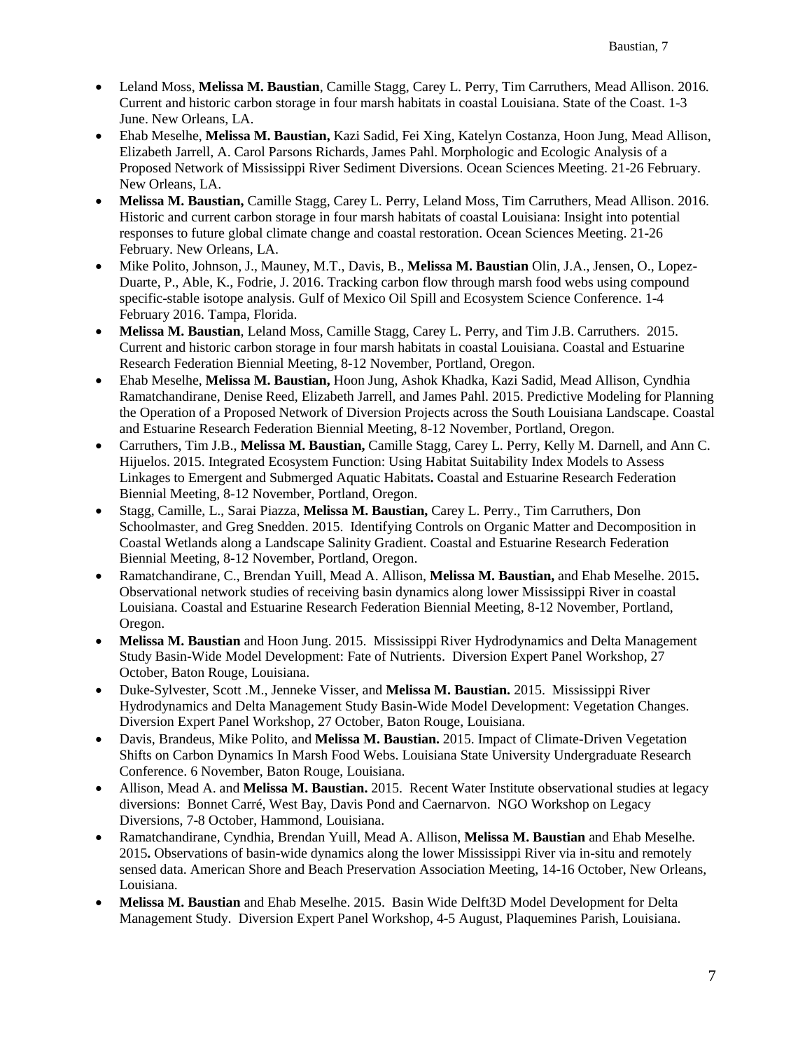- Leland Moss, **Melissa M. Baustian**, Camille Stagg, Carey L. Perry, Tim Carruthers, Mead Allison. 2016. Current and historic carbon storage in four marsh habitats in coastal Louisiana. State of the Coast. 1-3 June. New Orleans, LA.
- Ehab Meselhe, **Melissa M. Baustian,** Kazi Sadid, Fei Xing, Katelyn Costanza, Hoon Jung, Mead Allison, Elizabeth Jarrell, A. Carol Parsons Richards, James Pahl. Morphologic and Ecologic Analysis of a Proposed Network of Mississippi River Sediment Diversions. Ocean Sciences Meeting. 21-26 February. New Orleans, LA.
- **Melissa M. Baustian,** Camille Stagg, Carey L. Perry, Leland Moss, Tim Carruthers, Mead Allison. 2016. Historic and current carbon storage in four marsh habitats of coastal Louisiana: Insight into potential responses to future global climate change and coastal restoration. Ocean Sciences Meeting. 21-26 February. New Orleans, LA.
- Mike Polito, Johnson, J., Mauney, M.T., Davis, B., **Melissa M. Baustian** Olin, J.A., Jensen, O., Lopez-Duarte, P., Able, K., Fodrie, J. 2016. Tracking carbon flow through marsh food webs using compound specific-stable isotope analysis. Gulf of Mexico Oil Spill and Ecosystem Science Conference. 1-4 February 2016. Tampa, Florida.
- **Melissa M. Baustian**, Leland Moss, Camille Stagg, Carey L. Perry, and Tim J.B. Carruthers. 2015. Current and historic carbon storage in four marsh habitats in coastal Louisiana. Coastal and Estuarine Research Federation Biennial Meeting, 8-12 November, Portland, Oregon.
- Ehab Meselhe, **Melissa M. Baustian,** Hoon Jung, Ashok Khadka, Kazi Sadid, Mead Allison, Cyndhia Ramatchandirane, Denise Reed, Elizabeth Jarrell, and James Pahl. 2015. Predictive Modeling for Planning the Operation of a Proposed Network of Diversion Projects across the South Louisiana Landscape. Coastal and Estuarine Research Federation Biennial Meeting, 8-12 November, Portland, Oregon.
- Carruthers, Tim J.B., **Melissa M. Baustian,** Camille Stagg, Carey L. Perry, Kelly M. Darnell, and Ann C. Hijuelos. 2015. Integrated Ecosystem Function: Using Habitat Suitability Index Models to Assess Linkages to Emergent and Submerged Aquatic Habitats**.** Coastal and Estuarine Research Federation Biennial Meeting, 8-12 November, Portland, Oregon.
- Stagg, Camille, L., Sarai Piazza, **Melissa M. Baustian,** Carey L. Perry., Tim Carruthers, Don Schoolmaster, and Greg Snedden. 2015. Identifying Controls on Organic Matter and Decomposition in Coastal Wetlands along a Landscape Salinity Gradient. Coastal and Estuarine Research Federation Biennial Meeting, 8-12 November, Portland, Oregon.
- Ramatchandirane, C., Brendan Yuill, Mead A. Allison, **Melissa M. Baustian,** and Ehab Meselhe. 2015**.** Observational network studies of receiving basin dynamics along lower Mississippi River in coastal Louisiana. Coastal and Estuarine Research Federation Biennial Meeting, 8-12 November, Portland, Oregon.
- **Melissa M. Baustian** and Hoon Jung. 2015. Mississippi River Hydrodynamics and Delta Management Study Basin-Wide Model Development: Fate of Nutrients. Diversion Expert Panel Workshop, 27 October, Baton Rouge, Louisiana.
- Duke-Sylvester, Scott .M., Jenneke Visser, and **Melissa M. Baustian.** 2015. Mississippi River Hydrodynamics and Delta Management Study Basin-Wide Model Development: Vegetation Changes. Diversion Expert Panel Workshop, 27 October, Baton Rouge, Louisiana.
- Davis, Brandeus, Mike Polito, and **Melissa M. Baustian.** 2015. Impact of Climate-Driven Vegetation Shifts on Carbon Dynamics In Marsh Food Webs. Louisiana State University Undergraduate Research Conference. 6 November, Baton Rouge, Louisiana.
- Allison, Mead A. and **Melissa M. Baustian.** 2015. Recent Water Institute observational studies at legacy diversions: Bonnet Carré, West Bay, Davis Pond and Caernarvon. NGO Workshop on Legacy Diversions, 7-8 October, Hammond, Louisiana.
- Ramatchandirane, Cyndhia, Brendan Yuill, Mead A. Allison, **Melissa M. Baustian** and Ehab Meselhe. 2015**.** Observations of basin-wide dynamics along the lower Mississippi River via in-situ and remotely sensed data. American Shore and Beach Preservation Association Meeting, 14-16 October, New Orleans, Louisiana.
- **Melissa M. Baustian** and Ehab Meselhe. 2015. Basin Wide Delft3D Model Development for Delta Management Study. Diversion Expert Panel Workshop, 4-5 August, Plaquemines Parish, Louisiana.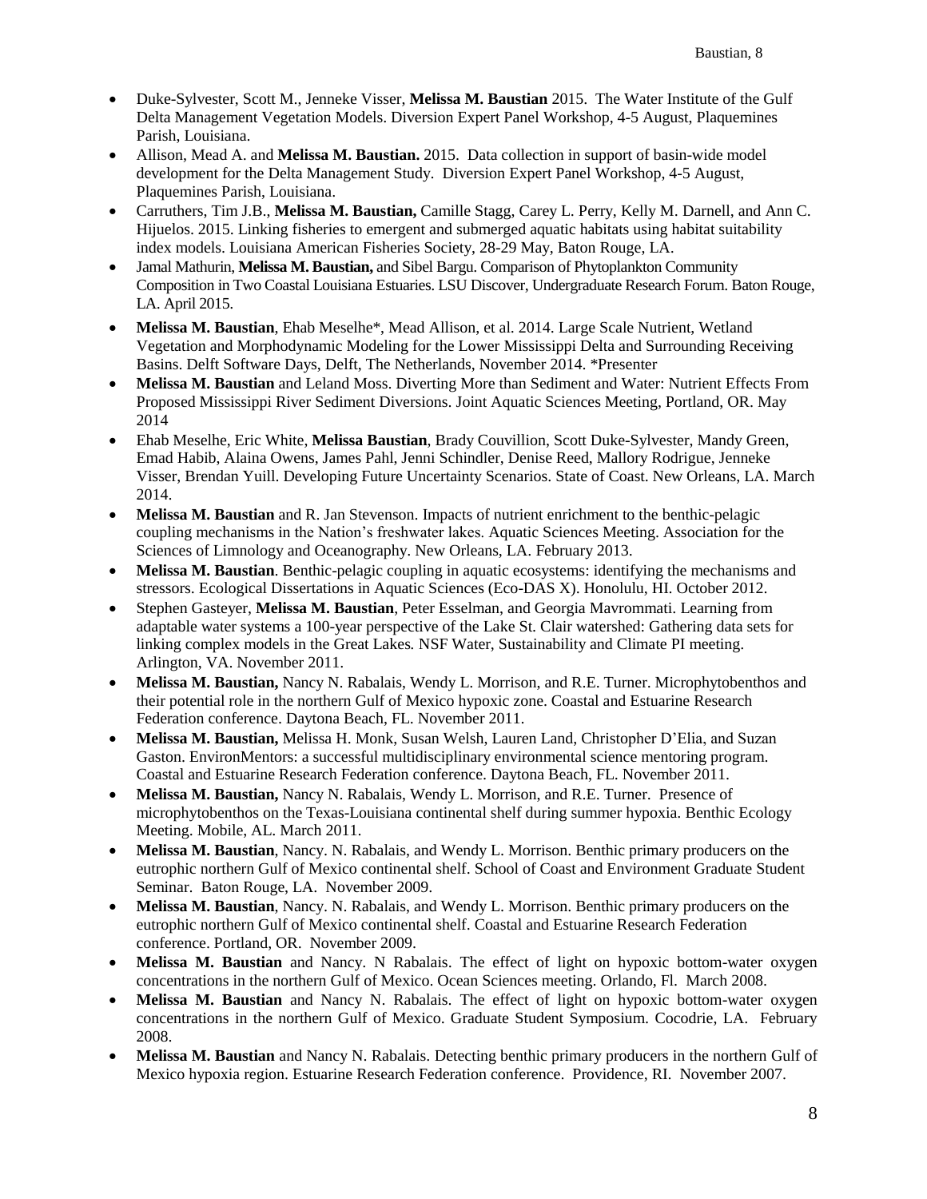- Duke-Sylvester, Scott M., Jenneke Visser, **Melissa M. Baustian** 2015. The Water Institute of the Gulf Delta Management Vegetation Models. Diversion Expert Panel Workshop, 4-5 August, Plaquemines Parish, Louisiana.
- Allison, Mead A. and **Melissa M. Baustian.** 2015. Data collection in support of basin-wide model development for the Delta Management Study. Diversion Expert Panel Workshop, 4-5 August, Plaquemines Parish, Louisiana.
- Carruthers, Tim J.B., **Melissa M. Baustian,** Camille Stagg, Carey L. Perry, Kelly M. Darnell, and Ann C. Hijuelos. 2015. Linking fisheries to emergent and submerged aquatic habitats using habitat suitability index models. Louisiana American Fisheries Society, 28-29 May, Baton Rouge, LA.
- Jamal Mathurin, **Melissa M. Baustian,** and Sibel Bargu. Comparison of Phytoplankton Community Composition in Two Coastal Louisiana Estuaries. LSU Discover, Undergraduate Research Forum. Baton Rouge, LA. April 2015.
- **Melissa M. Baustian**, Ehab Meselhe*, Mead Allison, et al. 2014. Large Scale Nutrient, Wetland Vegetation and Morphodynamic Modeling for the Lower Mississippi Delta and Surrounding Receiving Basins. Delft Software Days, Delft, The Netherlands, November 2014. *Presenter
- **Melissa M. Baustian** and Leland Moss. Diverting More than Sediment and Water: Nutrient Effects From Proposed Mississippi River Sediment Diversions. Joint Aquatic Sciences Meeting, Portland, OR. May 2014
- Ehab Meselhe, Eric White, **Melissa Baustian**, Brady Couvillion, Scott Duke-Sylvester, Mandy Green, Emad Habib, Alaina Owens, James Pahl, Jenni Schindler, Denise Reed, Mallory Rodrigue, Jenneke Visser, Brendan Yuill. Developing Future Uncertainty Scenarios. State of Coast. New Orleans, LA. March 2014.
- **Melissa M. Baustian** and R. Jan Stevenson. Impacts of nutrient enrichment to the benthic-pelagic coupling mechanisms in the Nation's freshwater lakes. Aquatic Sciences Meeting. Association for the Sciences of Limnology and Oceanography. New Orleans, LA. February 2013.
- **Melissa M. Baustian**. Benthic-pelagic coupling in aquatic ecosystems: identifying the mechanisms and stressors. Ecological Dissertations in Aquatic Sciences (Eco-DAS X). Honolulu, HI. October 2012.
- Stephen Gasteyer, **Melissa M. Baustian**, Peter Esselman, and Georgia Mavrommati. Learning from adaptable water systems a 100-year perspective of the Lake St. Clair watershed: Gathering data sets for linking complex models in the Great Lakes. NSF Water, Sustainability and Climate PI meeting. Arlington, VA. November 2011.
- **Melissa M. Baustian,** Nancy N. Rabalais, Wendy L. Morrison, and R.E. Turner. Microphytobenthos and their potential role in the northern Gulf of Mexico hypoxic zone. Coastal and Estuarine Research Federation conference. Daytona Beach, FL. November 2011.
- **Melissa M. Baustian,** Melissa H. Monk, Susan Welsh, Lauren Land, Christopher D'Elia, and Suzan Gaston. EnvironMentors: a successful multidisciplinary environmental science mentoring program. Coastal and Estuarine Research Federation conference. Daytona Beach, FL. November 2011.
- **Melissa M. Baustian,** Nancy N. Rabalais, Wendy L. Morrison, and R.E. Turner. Presence of microphytobenthos on the Texas-Louisiana continental shelf during summer hypoxia. Benthic Ecology Meeting. Mobile, AL. March 2011.
- **Melissa M. Baustian**, Nancy. N. Rabalais, and Wendy L. Morrison. Benthic primary producers on the eutrophic northern Gulf of Mexico continental shelf. School of Coast and Environment Graduate Student Seminar. Baton Rouge, LA. November 2009.
- **Melissa M. Baustian**, Nancy. N. Rabalais, and Wendy L. Morrison. Benthic primary producers on the eutrophic northern Gulf of Mexico continental shelf. Coastal and Estuarine Research Federation conference. Portland, OR. November 2009.
- **Melissa M. Baustian** and Nancy. N Rabalais. The effect of light on hypoxic bottom-water oxygen concentrations in the northern Gulf of Mexico. Ocean Sciences meeting. Orlando, Fl. March 2008.
- **Melissa M. Baustian** and Nancy N. Rabalais. The effect of light on hypoxic bottom-water oxygen concentrations in the northern Gulf of Mexico. Graduate Student Symposium. Cocodrie, LA. February 2008.
- **Melissa M. Baustian** and Nancy N. Rabalais. Detecting benthic primary producers in the northern Gulf of Mexico hypoxia region. Estuarine Research Federation conference. Providence, RI. November 2007.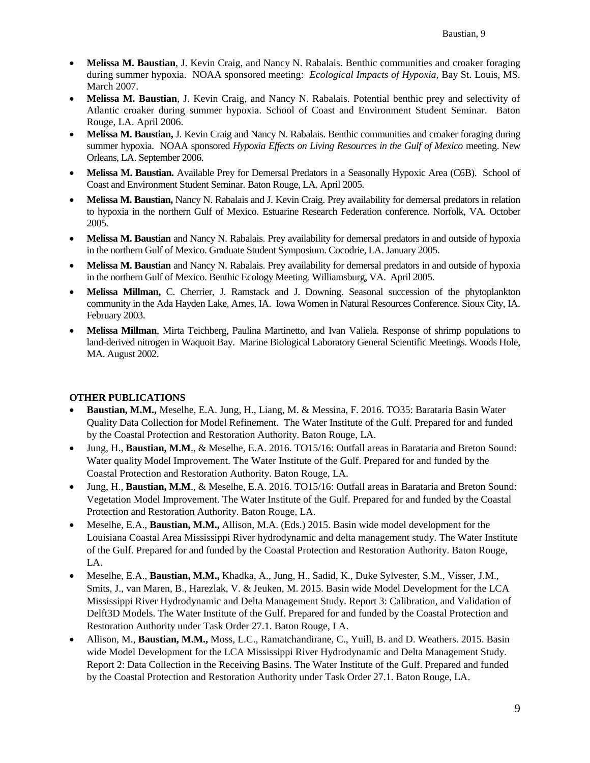- **Melissa M. Baustian**, J. Kevin Craig, and Nancy N. Rabalais. Benthic communities and croaker foraging during summer hypoxia. NOAA sponsored meeting: *Ecological Impacts of Hypoxia*, Bay St. Louis, MS. March 2007.
- **Melissa M. Baustian**, J. Kevin Craig, and Nancy N. Rabalais. Potential benthic prey and selectivity of Atlantic croaker during summer hypoxia. School of Coast and Environment Student Seminar. Baton Rouge, LA. April 2006.
- **Melissa M. Baustian,** J. Kevin Craig and Nancy N. Rabalais. Benthic communities and croaker foraging during summer hypoxia. NOAA sponsored *Hypoxia Effects on Living Resources in the Gulf of Mexico* meeting. New Orleans, LA. September 2006.
- **Melissa M. Baustian.** Available Prey for Demersal Predators in a Seasonally Hypoxic Area (C6B). School of Coast and Environment Student Seminar. Baton Rouge, LA. April 2005.
- **Melissa M. Baustian,** Nancy N. Rabalais and J. Kevin Craig. Prey availability for demersal predators in relation to hypoxia in the northern Gulf of Mexico. Estuarine Research Federation conference. Norfolk, VA. October 2005.
- **Melissa M. Baustian** and Nancy N. Rabalais. Prey availability for demersal predators in and outside of hypoxia in the northern Gulf of Mexico. Graduate Student Symposium. Cocodrie, LA. January 2005.
- **Melissa M. Baustian** and Nancy N. Rabalais. Prey availability for demersal predators in and outside of hypoxia in the northern Gulf of Mexico. Benthic Ecology Meeting. Williamsburg, VA. April 2005.
- **Melissa Millman,** C. Cherrier, J. Ramstack and J. Downing. Seasonal succession of the phytoplankton community in the Ada Hayden Lake, Ames, IA. Iowa Women in Natural Resources Conference. Sioux City, IA. February 2003.
- **Melissa Millman**, Mirta Teichberg, Paulina Martinetto, and Ivan Valiela. Response of shrimp populations to land-derived nitrogen in Waquoit Bay. Marine Biological Laboratory General Scientific Meetings. Woods Hole, MA. August 2002.

**OTHER PUBLICATIONS**

- **Baustian, M.M.,** Meselhe, E.A. Jung, H., Liang, M. & Messina, F. 2016. TO35: Barataria Basin Water Quality Data Collection for Model Refinement. The Water Institute of the Gulf. Prepared for and funded by the Coastal Protection and Restoration Authority. Baton Rouge, LA.
- Jung, H., **Baustian, M.M**., & Meselhe, E.A. 2016. TO15/16: Outfall areas in Barataria and Breton Sound: Water quality Model Improvement. The Water Institute of the Gulf. Prepared for and funded by the Coastal Protection and Restoration Authority. Baton Rouge, LA.
- Jung, H., **Baustian, M.M**., & Meselhe, E.A. 2016. TO15/16: Outfall areas in Barataria and Breton Sound: Vegetation Model Improvement. The Water Institute of the Gulf. Prepared for and funded by the Coastal Protection and Restoration Authority. Baton Rouge, LA.
- Meselhe, E.A., **Baustian, M.M.,** Allison, M.A. (Eds.) 2015. Basin wide model development for the Louisiana Coastal Area Mississippi River hydrodynamic and delta management study. The Water Institute of the Gulf. Prepared for and funded by the Coastal Protection and Restoration Authority. Baton Rouge, LA.
- Meselhe, E.A., **Baustian, M.M.,** Khadka, A., Jung, H., Sadid, K., Duke Sylvester, S.M., Visser, J.M., Smits, J., van Maren, B., Harezlak, V. & Jeuken, M. 2015. Basin wide Model Development for the LCA Mississippi River Hydrodynamic and Delta Management Study. Report 3: Calibration, and Validation of Delft3D Models. The Water Institute of the Gulf. Prepared for and funded by the Coastal Protection and Restoration Authority under Task Order 27.1. Baton Rouge, LA.
- Allison, M., **Baustian, M.M.,** Moss, L.C., Ramatchandirane, C., Yuill, B. and D. Weathers. 2015. Basin wide Model Development for the LCA Mississippi River Hydrodynamic and Delta Management Study. Report 2: Data Collection in the Receiving Basins. The Water Institute of the Gulf. Prepared and funded by the Coastal Protection and Restoration Authority under Task Order 27.1. Baton Rouge, LA.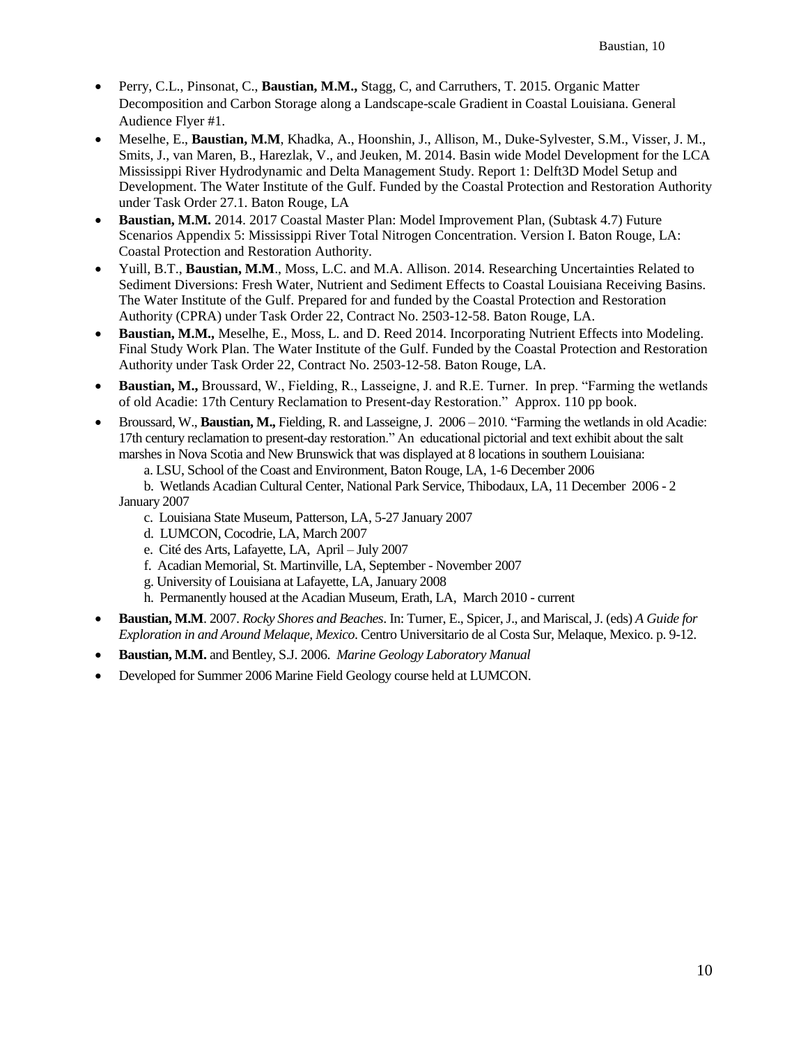- Perry, C.L., Pinsonat, C., **Baustian, M.M.,** Stagg, C, and Carruthers, T. 2015. Organic Matter Decomposition and Carbon Storage along a Landscape-scale Gradient in Coastal Louisiana. General Audience Flyer #1.
- Meselhe, E., **Baustian, M.M**, Khadka, A., Hoonshin, J., Allison, M., Duke-Sylvester, S.M., Visser, J. M., Smits, J., van Maren, B., Harezlak, V., and Jeuken, M. 2014. Basin wide Model Development for the LCA Mississippi River Hydrodynamic and Delta Management Study. Report 1: Delft3D Model Setup and Development. The Water Institute of the Gulf. Funded by the Coastal Protection and Restoration Authority under Task Order 27.1. Baton Rouge, LA
- **Baustian, M.M.** 2014. 2017 Coastal Master Plan: Model Improvement Plan, (Subtask 4.7) Future Scenarios Appendix 5: Mississippi River Total Nitrogen Concentration. Version I. Baton Rouge, LA: Coastal Protection and Restoration Authority.
- Yuill, B.T., **Baustian, M.M**., Moss, L.C. and M.A. Allison. 2014. Researching Uncertainties Related to Sediment Diversions: Fresh Water, Nutrient and Sediment Effects to Coastal Louisiana Receiving Basins. The Water Institute of the Gulf. Prepared for and funded by the Coastal Protection and Restoration Authority (CPRA) under Task Order 22, Contract No. 2503-12-58. Baton Rouge, LA.
- **Baustian, M.M.,** Meselhe, E., Moss, L. and D. Reed 2014. Incorporating Nutrient Effects into Modeling. Final Study Work Plan. The Water Institute of the Gulf. Funded by the Coastal Protection and Restoration Authority under Task Order 22, Contract No. 2503-12-58. Baton Rouge, LA.
- **Baustian, M.,** Broussard, W., Fielding, R., Lasseigne, J. and R.E. Turner. In prep. "Farming the wetlands of old Acadie: 17th Century Reclamation to Present-day Restoration." Approx. 110 pp book.
- Broussard, W., **Baustian, M.,** Fielding, R. and Lasseigne, J. 2006 – 2010. "Farming the wetlands in old Acadie: 17th century reclamation to present-day restoration." An educational pictorial and text exhibit about the salt marshes in Nova Scotia and New Brunswick that was displayed at 8 locations in southern Louisiana:
  a. LSU, School of the Coast and Environment, Baton Rouge, LA, 1-6 December 2006
  b. Wetlands Acadian Cultural Center, National Park Service, Thibodaux, LA, 11 December 2006 - 2 January 2007
  c. Louisiana State Museum, Patterson, LA, 5-27 January 2007
  d. LUMCON, Cocodrie, LA, March 2007
  e. Cité des Arts, Lafayette, LA, April – July 2007
  f. Acadian Memorial, St. Martinville, LA, September - November 2007
  g. University of Louisiana at Lafayette, LA, January 2008
  h. Permanently housed at the Acadian Museum, Erath, LA, March 2010 - current
- **Baustian, M.M**. 2007. *Rocky Shores and Beaches*. In: Turner, E., Spicer, J., and Mariscal, J. (eds) *A Guide for Exploration in and Around Melaque, Mexico*. Centro Universitario de al Costa Sur, Melaque, Mexico. p. 9-12.
- **Baustian, M.M.** and Bentley, S.J. 2006. *Marine Geology Laboratory Manual*
- Developed for Summer 2006 Marine Field Geology course held at LUMCON.